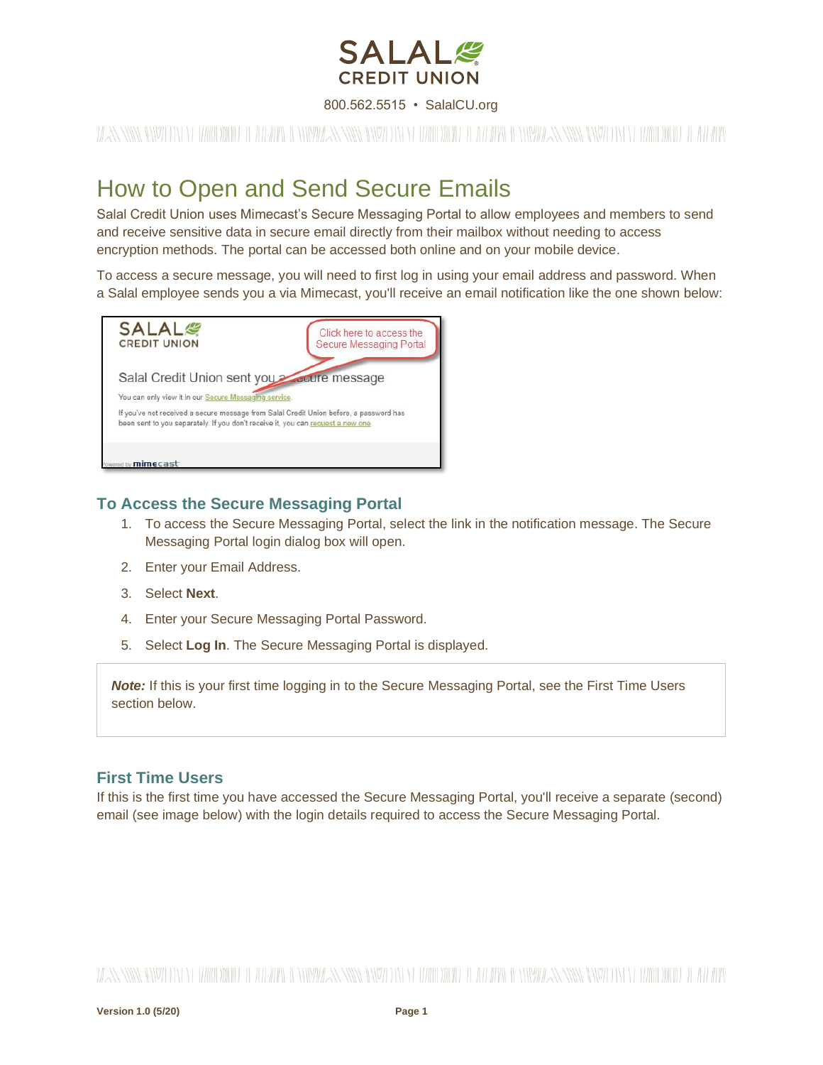# How to Open and Send Secure Emails

Salal Credit Union uses Mimecast's Secure Messaging Portal to allow employees and members to send and receive sensitive data in secure email directly from their mailbox without needing to access encryption methods. The portal can be accessed both online and on your mobile device.

To access a secure message, you will need to first log in using your email address and password. When a Salal employee sends you a via Mimecast, you'll receive an email notification like the one shown below:

## To Access the Secure Messaging Portal

1. To access the Secure Messaging Portal, select the link in the notification message. The Secure Messaging Portal login dialog box will open.
2. Enter your Email Address.
3. Select **Next**.
4. Enter your Secure Messaging Portal Password.
5. Select **Log In**. The Secure Messaging Portal is displayed.

> ***Note:*** If this is your first time logging in to the Secure Messaging Portal, see the First Time Users section below.

## First Time Users

If this is the first time you have accessed the Secure Messaging Portal, you'll receive a separate (second) email (see image below) with the login details required to access the Secure Messaging Portal.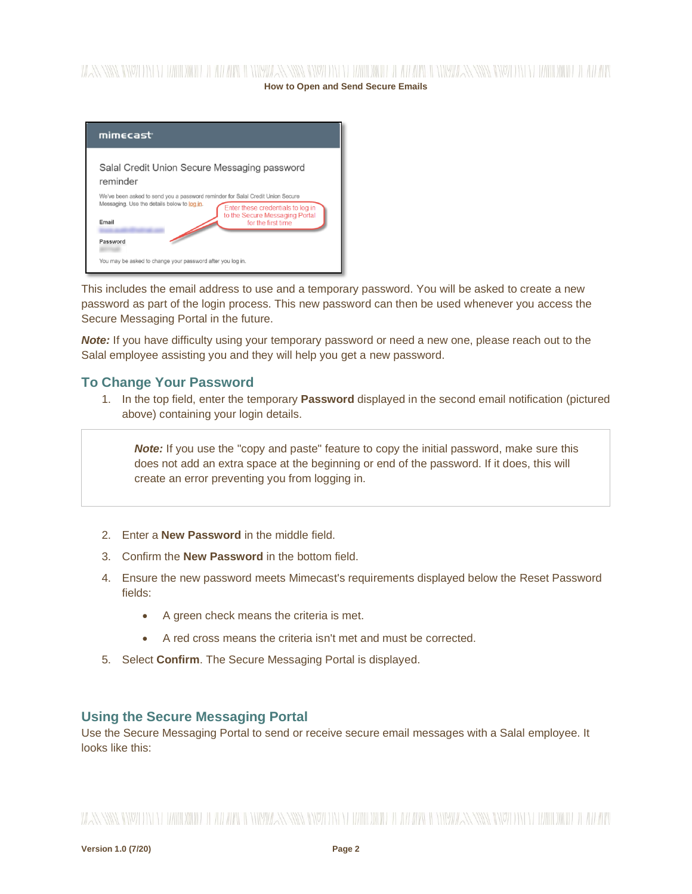This includes the email address to use and a temporary password. You will be asked to create a new password as part of the login process. This new password can then be used whenever you access the Secure Messaging Portal in the future.

***Note:*** If you have difficulty using your temporary password or need a new one, please reach out to the Salal employee assisting you and they will help you get a new password.

## To Change Your Password

1. In the top field, enter the temporary **Password** displayed in the second email notification (pictured above) containing your login details.

> ***Note:*** If you use the "copy and paste" feature to copy the initial password, make sure this does not add an extra space at the beginning or end of the password. If it does, this will create an error preventing you from logging in.

2. Enter a **New Password** in the middle field.
3. Confirm the **New Password** in the bottom field.
4. Ensure the new password meets Mimecast's requirements displayed below the Reset Password fields:
   - A green check means the criteria is met.
   - A red cross means the criteria isn't met and must be corrected.
5. Select **Confirm**. The Secure Messaging Portal is displayed.

## Using the Secure Messaging Portal

Use the Secure Messaging Portal to send or receive secure email messages with a Salal employee. It looks like this: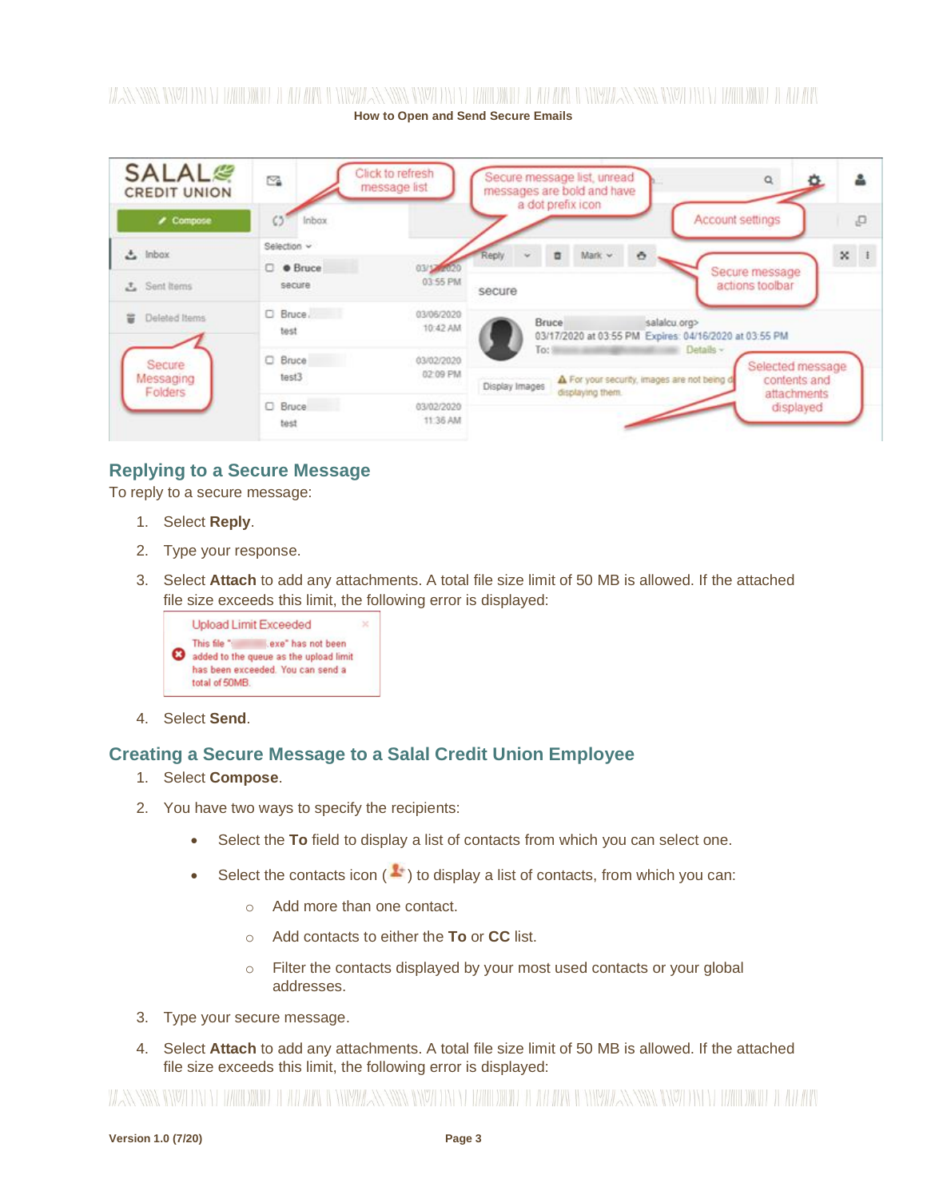## Replying to a Secure Message

To reply to a secure message:

1. Select **Reply**.
2. Type your response.
3. Select **Attach** to add any attachments. A total file size limit of 50 MB is allowed. If the attached file size exceeds this limit, the following error is displayed:
4. Select **Send**.

## Creating a Secure Message to a Salal Credit Union Employee

1. Select **Compose**.
2. You have two ways to specify the recipients:
   - Select the **To** field to display a list of contacts from which you can select one.
   - Select the contacts icon ( ) to display a list of contacts, from which you can:
     - Add more than one contact.
     - Add contacts to either the **To** or **CC** list.
     - Filter the contacts displayed by your most used contacts or your global addresses.
3. Type your secure message.
4. Select **Attach** to add any attachments. A total file size limit of 50 MB is allowed. If the attached file size exceeds this limit, the following error is displayed: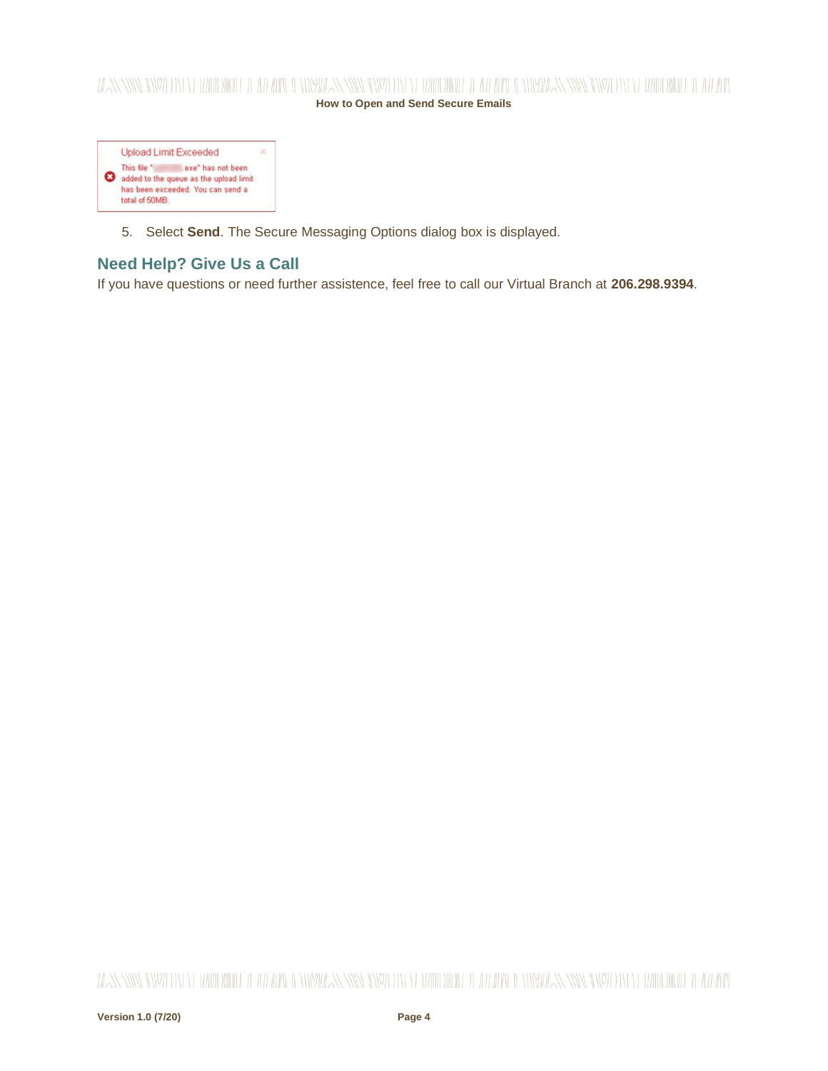5. Select **Send**. The Secure Messaging Options dialog box is displayed.

## Need Help? Give Us a Call

If you have questions or need further assistence, feel free to call our Virtual Branch at **206.298.9394**.